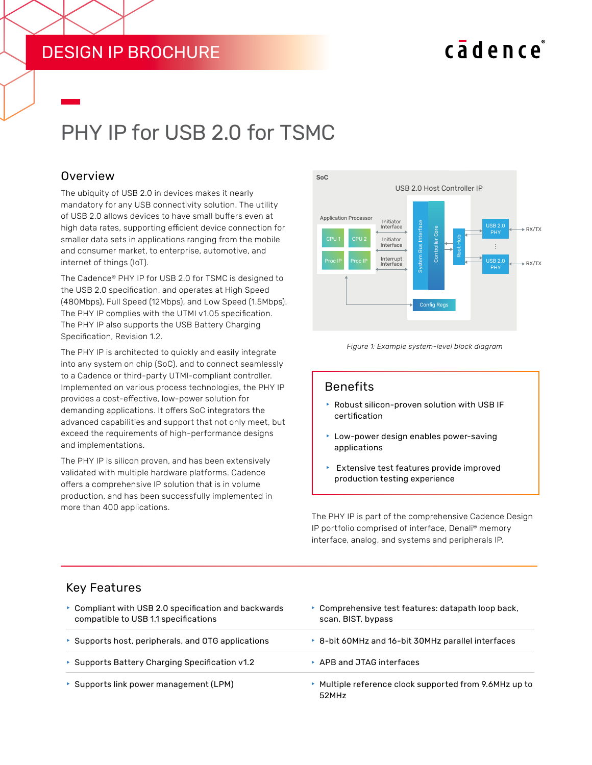DESIGN IP BROCHURE

# PHY IP for USB 2.0 for TSMC

## Overview

The ubiquity of USB 2.0 in devices makes it nearly mandatory for any USB connectivity solution. The utility of USB 2.0 allows devices to have small buffers even at high data rates, supporting efficient device connection for smaller data sets in applications ranging from the mobile and consumer market, to enterprise, automotive, and internet of things (IoT).

The Cadence® PHY IP for USB 2.0 for TSMC is designed to the USB 2.0 specification, and operates at High Speed (480Mbps), Full Speed (12Mbps), and Low Speed (1.5Mbps). The PHY IP complies with the UTMI v1.05 specification. The PHY IP also supports the USB Battery Charging Specification, Revision 1.2.

The PHY IP is architected to quickly and easily integrate into any system on chip (SoC), and to connect seamlessly to a Cadence or third-party UTMI-compliant controller. Implemented on various process technologies, the PHY IP provides a cost-effective, low-power solution for demanding applications. It offers SoC integrators the advanced capabilities and support that not only meet, but exceed the requirements of high-performance designs and implementations.

The PHY IP is silicon proven, and has been extensively validated with multiple hardware platforms. Cadence offers a comprehensive IP solution that is in volume production, and has been successfully implemented in more than 400 applications.

*Figure 1: Example system-level block diagram*

## Benefits

- Robust silicon-proven solution with USB IF certification
- Low-power design enables power-saving applications
- Extensive test features provide improved production testing experience

The PHY IP is part of the comprehensive Cadence Design IP portfolio comprised of interface, Denali® memory interface, analog, and systems and peripherals IP.

## Key Features

- Compliant with USB 2.0 specification and backwards compatible to USB 1.1 specifications
- Supports host, peripherals, and OTG applications
- Supports Battery Charging Specification v1.2
- Supports link power management (LPM)
- Comprehensive test features: datapath loop back, scan, BIST, bypass
- 8-bit 60MHz and 16-bit 30MHz parallel interfaces
- APB and JTAG interfaces
- Multiple reference clock supported from 9.6MHz up to 52MHz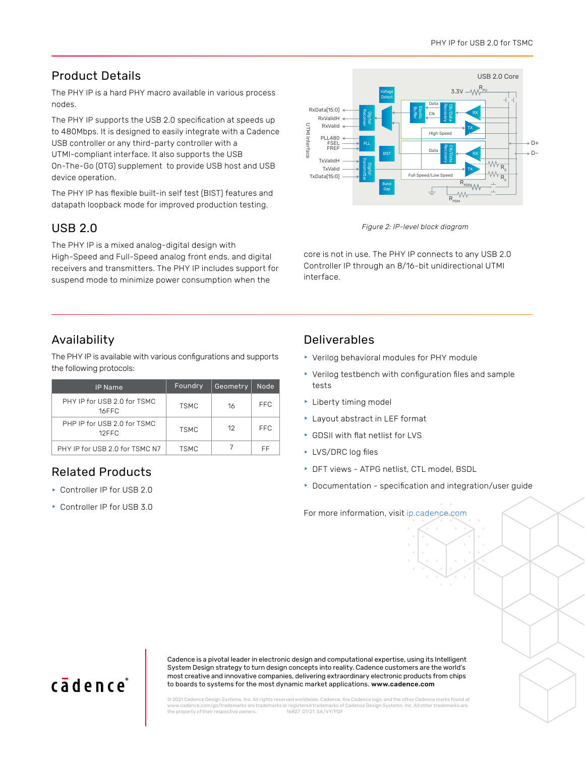## Product Details

The PHY IP is a hard PHY macro available in various process nodes.

The PHY IP supports the USB 2.0 specification at speeds up to 480Mbps. It is designed to easily integrate with a Cadence USB controller or any third-party controller with a UTMI-compliant interface. It also supports the USB On-The-Go (OTG) supplement to provide USB host and USB device operation.

The PHY IP has flexible built-in self test (BIST) features and datapath loopback mode for improved production testing.

USB 2.0 Core

3.3V

$R_{PU}$

RxData[15:0]

RxValidH

RxValid

PLL480

FSEL

FREF

TxValidH

TxValid

TxData[15:0]

UTMI Interface

Digital Receiver

Voltage Detect

PLL

BIST

Digital Transmitter

Band Gap

Elastic Buffer

Data

Clk

Clk/Data Recovery

RX

TX

High Speed

Full Speed/Low Speed

$R_S$

$R_S$

$R_{PDP}$

$R_{PDM}$

D+

D−

*Figure 2: IP-level block diagram*

## USB 2.0

The PHY IP is a mixed analog-digital design with High-Speed and Full-Speed analog front ends, and digital receivers and transmitters. The PHY IP includes support for suspend mode to minimize power consumption when the core is not in use. The PHY IP connects to any USB 2.0 Controller IP through an 8/16-bit unidirectional UTMI interface.

## Availability

The PHY IP is available with various configurations and supports the following protocols:

| IP Name | Foundry | Geometry | Node |
|---|---|---|---|
| PHY IP for USB 2.0 for TSMC 16FFC | TSMC | 16 | FFC |
| PHP IP for USB 2.0 for TSMC 12FFC | TSMC | 12 | FFC |
| PHY IP for USB 2.0 for TSMC N7 | TSMC | 7 | FF |

## Related Products

- Controller IP for USB 2.0
- Controller IP for USB 3.0

## Deliverables

- Verilog behavioral modules for PHY module
- Verilog testbench with configuration files and sample tests
- Liberty timing model
- Layout abstract in LEF format
- GDSII with flat netlist for LVS
- LVS/DRC log files
- DFT views - ATPG netlist, CTL model, BSDL
- Documentation - specification and integration/user guide

For more information, visit ip.cadence.com

Cadence is a pivotal leader in electronic design and computational expertise, using its Intelligent System Design strategy to turn design concepts into reality. Cadence customers are the world's most creative and innovative companies, delivering extraordinary electronic products from chips to boards to systems for the most dynamic market applications. **www.cadence.com**

© 2021 Cadence Design Systems, Inc. All rights reserved worldwide. Cadence, the Cadence logo, and the other Cadence marks found at www.cadence.com/go/trademarks are trademarks or registered trademarks of Cadence Design Systems, Inc. All other trademarks are the property of their respective owners. 16827 07/21 SA/VY/PDF